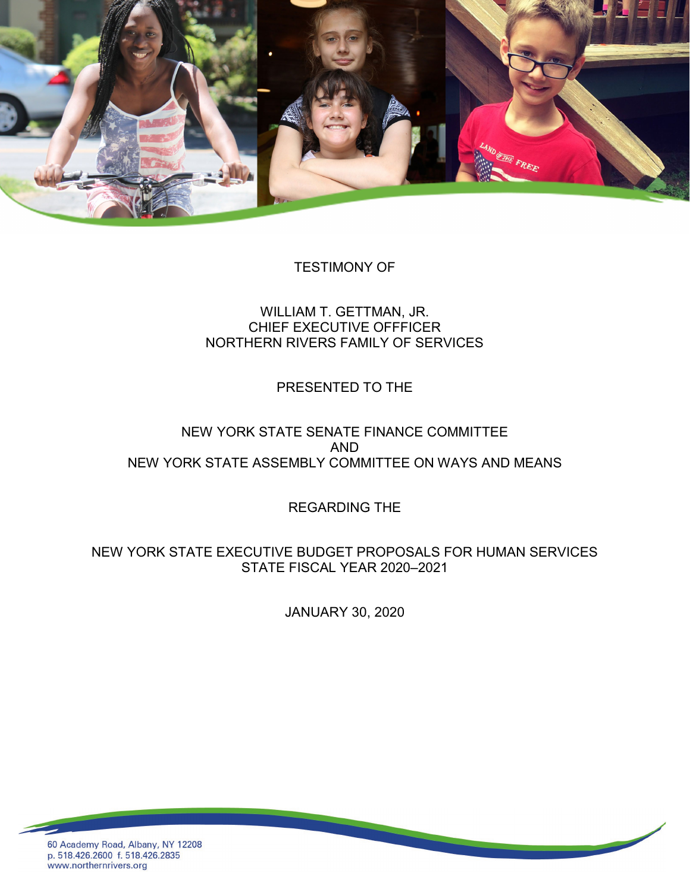TESTIMONY OF

WILLIAM T. GETTMAN, JR.
CHIEF EXECUTIVE OFFFICER
NORTHERN RIVERS FAMILY OF SERVICES

PRESENTED TO THE

NEW YORK STATE SENATE FINANCE COMMITTEE
AND
NEW YORK STATE ASSEMBLY COMMITTEE ON WAYS AND MEANS

REGARDING THE

NEW YORK STATE EXECUTIVE BUDGET PROPOSALS FOR HUMAN SERVICES
STATE FISCAL YEAR 2020–2021

JANUARY 30, 2020

60 Academy Road, Albany, NY 12208
p. 518.426.2600 f. 518.426.2835
www.northernrivers.org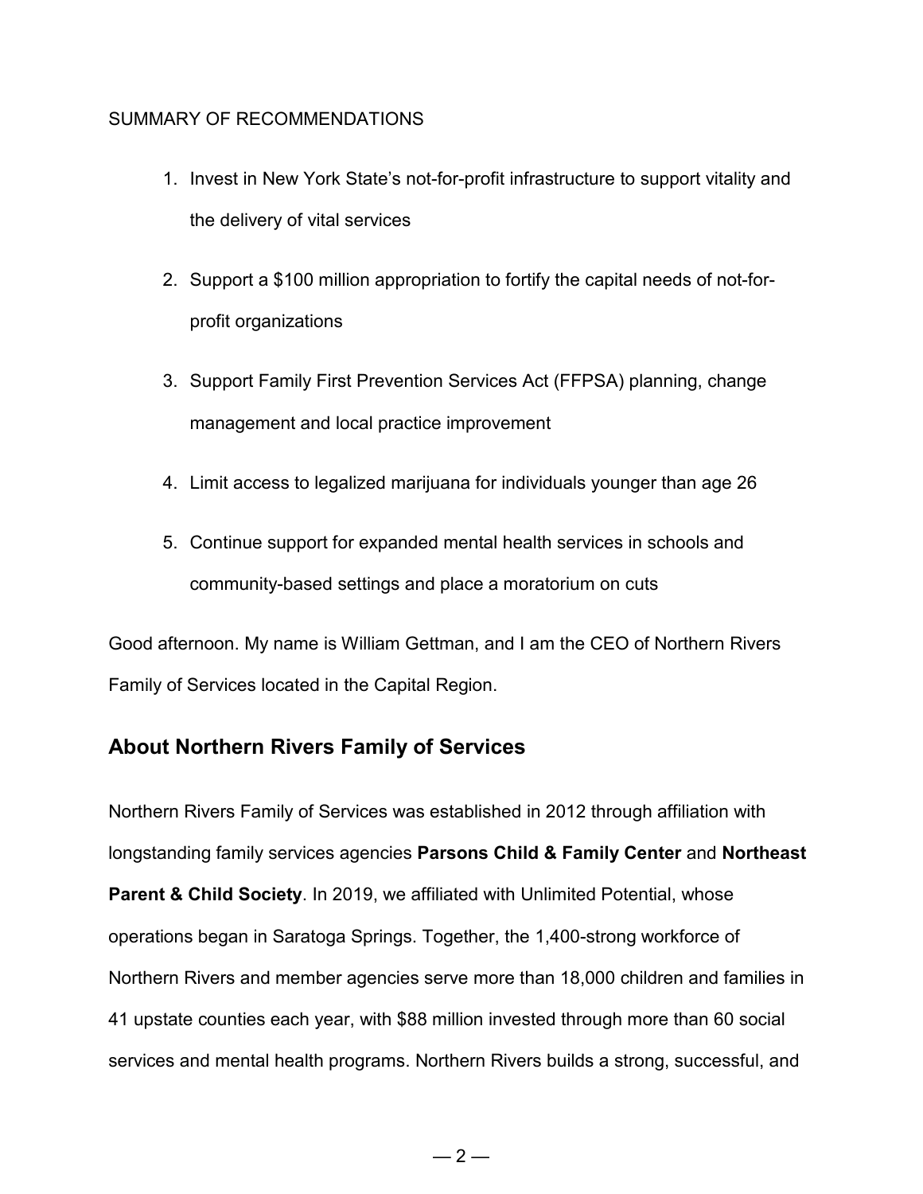SUMMARY OF RECOMMENDATIONS

1. Invest in New York State's not-for-profit infrastructure to support vitality and the delivery of vital services
2. Support a $100 million appropriation to fortify the capital needs of not-for-profit organizations
3. Support Family First Prevention Services Act (FFPSA) planning, change management and local practice improvement
4. Limit access to legalized marijuana for individuals younger than age 26
5. Continue support for expanded mental health services in schools and community-based settings and place a moratorium on cuts

Good afternoon. My name is William Gettman, and I am the CEO of Northern Rivers Family of Services located in the Capital Region.

## About Northern Rivers Family of Services

Northern Rivers Family of Services was established in 2012 through affiliation with longstanding family services agencies **Parsons Child & Family Center** and **Northeast Parent & Child Society**. In 2019, we affiliated with Unlimited Potential, whose operations began in Saratoga Springs. Together, the 1,400-strong workforce of Northern Rivers and member agencies serve more than 18,000 children and families in 41 upstate counties each year, with $88 million invested through more than 60 social services and mental health programs. Northern Rivers builds a strong, successful, and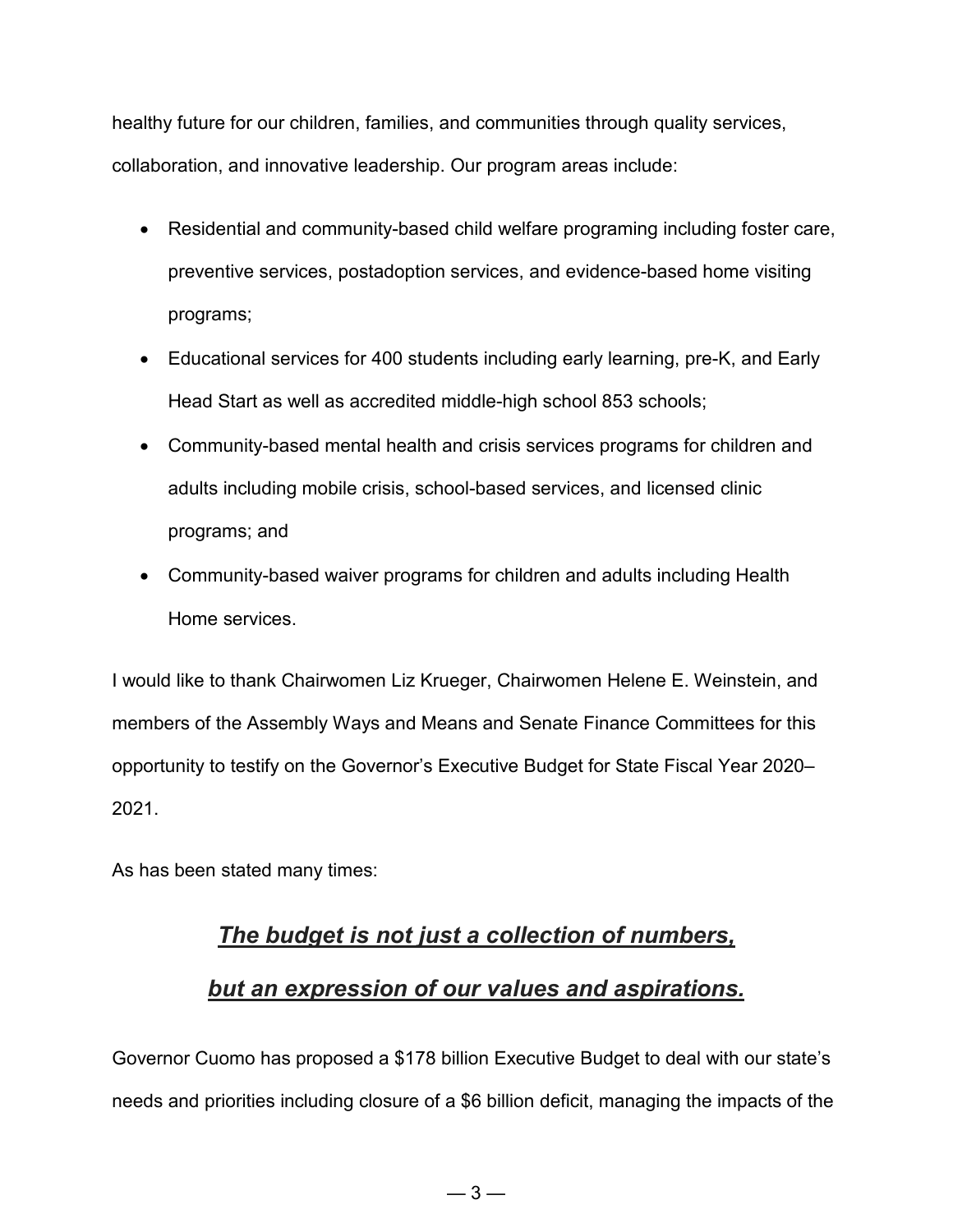healthy future for our children, families, and communities through quality services, collaboration, and innovative leadership. Our program areas include:

- Residential and community-based child welfare programing including foster care, preventive services, postadoption services, and evidence-based home visiting programs;
- Educational services for 400 students including early learning, pre-K, and Early Head Start as well as accredited middle-high school 853 schools;
- Community-based mental health and crisis services programs for children and adults including mobile crisis, school-based services, and licensed clinic programs; and
- Community-based waiver programs for children and adults including Health Home services.

I would like to thank Chairwomen Liz Krueger, Chairwomen Helene E. Weinstein, and members of the Assembly Ways and Means and Senate Finance Committees for this opportunity to testify on the Governor's Executive Budget for State Fiscal Year 2020–2021.

As has been stated many times:

***The budget is not just a collection of numbers,***

***but an expression of our values and aspirations.***

Governor Cuomo has proposed a $178 billion Executive Budget to deal with our state's needs and priorities including closure of a $6 billion deficit, managing the impacts of the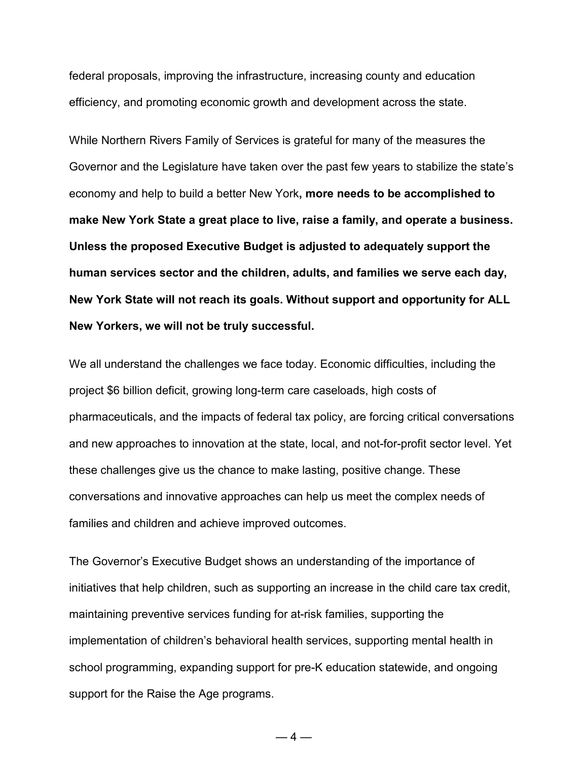federal proposals, improving the infrastructure, increasing county and education efficiency, and promoting economic growth and development across the state.

While Northern Rivers Family of Services is grateful for many of the measures the Governor and the Legislature have taken over the past few years to stabilize the state's economy and help to build a better New York**, more needs to be accomplished to make New York State a great place to live, raise a family, and operate a business. Unless the proposed Executive Budget is adjusted to adequately support the human services sector and the children, adults, and families we serve each day, New York State will not reach its goals. Without support and opportunity for ALL New Yorkers, we will not be truly successful.**

We all understand the challenges we face today. Economic difficulties, including the project $6 billion deficit, growing long-term care caseloads, high costs of pharmaceuticals, and the impacts of federal tax policy, are forcing critical conversations and new approaches to innovation at the state, local, and not-for-profit sector level. Yet these challenges give us the chance to make lasting, positive change. These conversations and innovative approaches can help us meet the complex needs of families and children and achieve improved outcomes.

The Governor's Executive Budget shows an understanding of the importance of initiatives that help children, such as supporting an increase in the child care tax credit, maintaining preventive services funding for at-risk families, supporting the implementation of children's behavioral health services, supporting mental health in school programming, expanding support for pre-K education statewide, and ongoing support for the Raise the Age programs.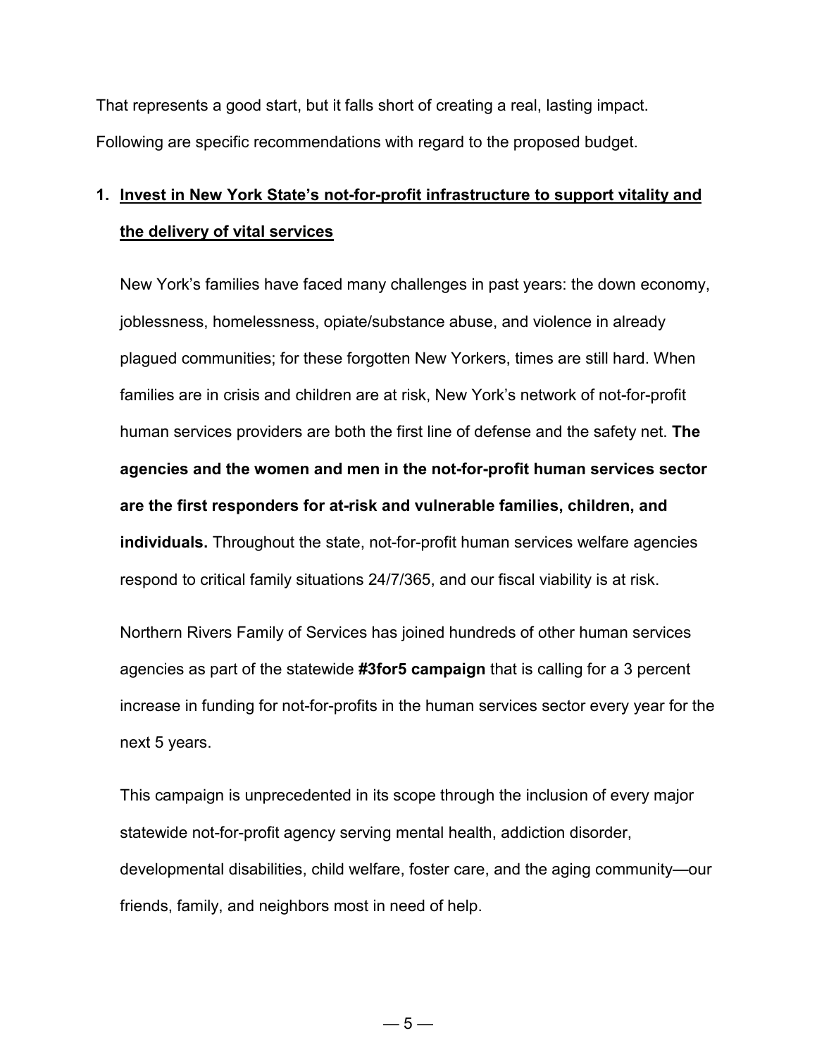That represents a good start, but it falls short of creating a real, lasting impact. Following are specific recommendations with regard to the proposed budget.

1. **<u>Invest in New York State's not-for-profit infrastructure to support vitality and the delivery of vital services</u>**

   New York's families have faced many challenges in past years: the down economy, joblessness, homelessness, opiate/substance abuse, and violence in already plagued communities; for these forgotten New Yorkers, times are still hard. When families are in crisis and children are at risk, New York's network of not-for-profit human services providers are both the first line of defense and the safety net. **The agencies and the women and men in the not-for-profit human services sector are the first responders for at-risk and vulnerable families, children, and individuals.** Throughout the state, not-for-profit human services welfare agencies respond to critical family situations 24/7/365, and our fiscal viability is at risk.

   Northern Rivers Family of Services has joined hundreds of other human services agencies as part of the statewide **#3for5 campaign** that is calling for a 3 percent increase in funding for not-for-profits in the human services sector every year for the next 5 years.

   This campaign is unprecedented in its scope through the inclusion of every major statewide not-for-profit agency serving mental health, addiction disorder, developmental disabilities, child welfare, foster care, and the aging community—our friends, family, and neighbors most in need of help.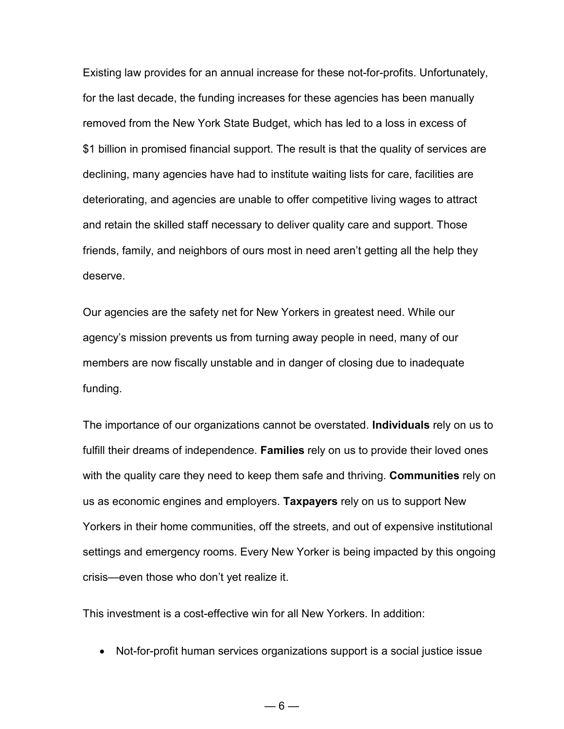Existing law provides for an annual increase for these not-for-profits. Unfortunately, for the last decade, the funding increases for these agencies has been manually removed from the New York State Budget, which has led to a loss in excess of $1 billion in promised financial support. The result is that the quality of services are declining, many agencies have had to institute waiting lists for care, facilities are deteriorating, and agencies are unable to offer competitive living wages to attract and retain the skilled staff necessary to deliver quality care and support. Those friends, family, and neighbors of ours most in need aren't getting all the help they deserve.

Our agencies are the safety net for New Yorkers in greatest need. While our agency's mission prevents us from turning away people in need, many of our members are now fiscally unstable and in danger of closing due to inadequate funding.

The importance of our organizations cannot be overstated. **Individuals** rely on us to fulfill their dreams of independence. **Families** rely on us to provide their loved ones with the quality care they need to keep them safe and thriving. **Communities** rely on us as economic engines and employers. **Taxpayers** rely on us to support New Yorkers in their home communities, off the streets, and out of expensive institutional settings and emergency rooms. Every New Yorker is being impacted by this ongoing crisis—even those who don't yet realize it.

This investment is a cost-effective win for all New Yorkers. In addition:

- Not-for-profit human services organizations support is a social justice issue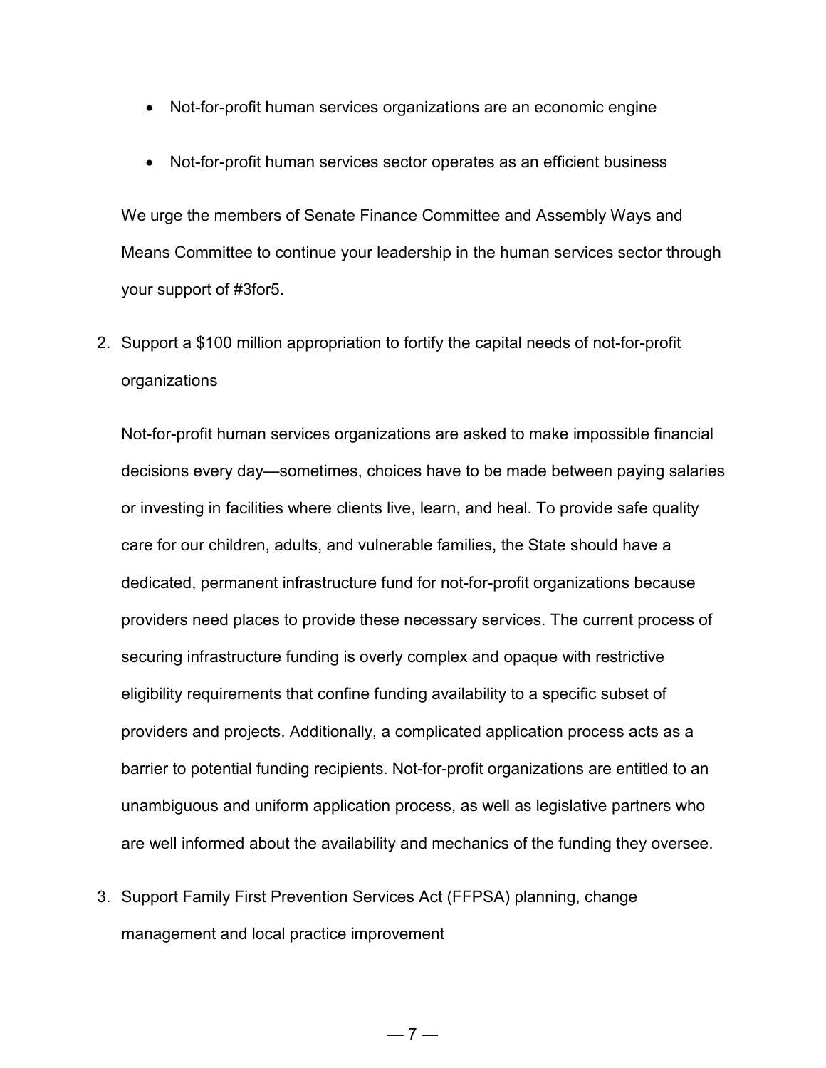- Not-for-profit human services organizations are an economic engine
- Not-for-profit human services sector operates as an efficient business

We urge the members of Senate Finance Committee and Assembly Ways and Means Committee to continue your leadership in the human services sector through your support of #3for5.

2. Support a $100 million appropriation to fortify the capital needs of not-for-profit organizations

   Not-for-profit human services organizations are asked to make impossible financial decisions every day—sometimes, choices have to be made between paying salaries or investing in facilities where clients live, learn, and heal. To provide safe quality care for our children, adults, and vulnerable families, the State should have a dedicated, permanent infrastructure fund for not-for-profit organizations because providers need places to provide these necessary services. The current process of securing infrastructure funding is overly complex and opaque with restrictive eligibility requirements that confine funding availability to a specific subset of providers and projects. Additionally, a complicated application process acts as a barrier to potential funding recipients. Not-for-profit organizations are entitled to an unambiguous and uniform application process, as well as legislative partners who are well informed about the availability and mechanics of the funding they oversee.

3. Support Family First Prevention Services Act (FFPSA) planning, change management and local practice improvement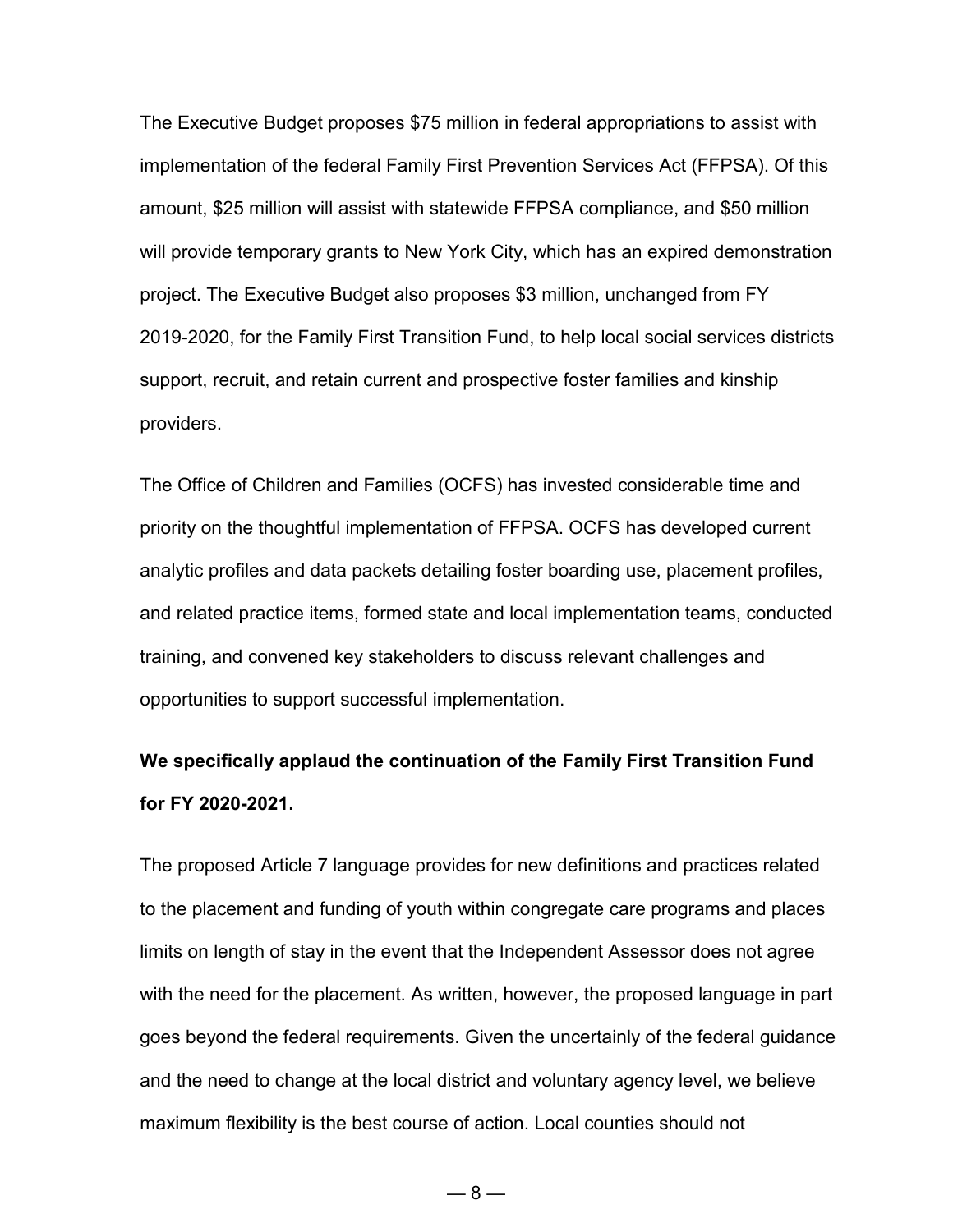The Executive Budget proposes $75 million in federal appropriations to assist with implementation of the federal Family First Prevention Services Act (FFPSA). Of this amount, $25 million will assist with statewide FFPSA compliance, and $50 million will provide temporary grants to New York City, which has an expired demonstration project. The Executive Budget also proposes $3 million, unchanged from FY 2019-2020, for the Family First Transition Fund, to help local social services districts support, recruit, and retain current and prospective foster families and kinship providers.

The Office of Children and Families (OCFS) has invested considerable time and priority on the thoughtful implementation of FFPSA. OCFS has developed current analytic profiles and data packets detailing foster boarding use, placement profiles, and related practice items, formed state and local implementation teams, conducted training, and convened key stakeholders to discuss relevant challenges and opportunities to support successful implementation.

**We specifically applaud the continuation of the Family First Transition Fund for FY 2020-2021.**

The proposed Article 7 language provides for new definitions and practices related to the placement and funding of youth within congregate care programs and places limits on length of stay in the event that the Independent Assessor does not agree with the need for the placement. As written, however, the proposed language in part goes beyond the federal requirements. Given the uncertainly of the federal guidance and the need to change at the local district and voluntary agency level, we believe maximum flexibility is the best course of action. Local counties should not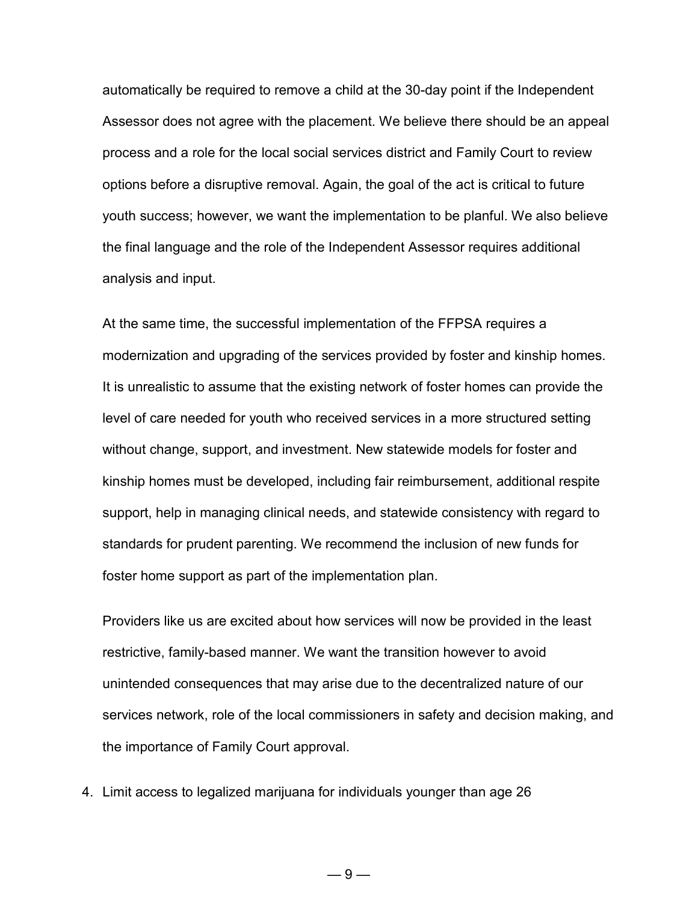automatically be required to remove a child at the 30-day point if the Independent Assessor does not agree with the placement. We believe there should be an appeal process and a role for the local social services district and Family Court to review options before a disruptive removal. Again, the goal of the act is critical to future youth success; however, we want the implementation to be planful. We also believe the final language and the role of the Independent Assessor requires additional analysis and input.

At the same time, the successful implementation of the FFPSA requires a modernization and upgrading of the services provided by foster and kinship homes. It is unrealistic to assume that the existing network of foster homes can provide the level of care needed for youth who received services in a more structured setting without change, support, and investment. New statewide models for foster and kinship homes must be developed, including fair reimbursement, additional respite support, help in managing clinical needs, and statewide consistency with regard to standards for prudent parenting. We recommend the inclusion of new funds for foster home support as part of the implementation plan.

Providers like us are excited about how services will now be provided in the least restrictive, family-based manner. We want the transition however to avoid unintended consequences that may arise due to the decentralized nature of our services network, role of the local commissioners in safety and decision making, and the importance of Family Court approval.

4. Limit access to legalized marijuana for individuals younger than age 26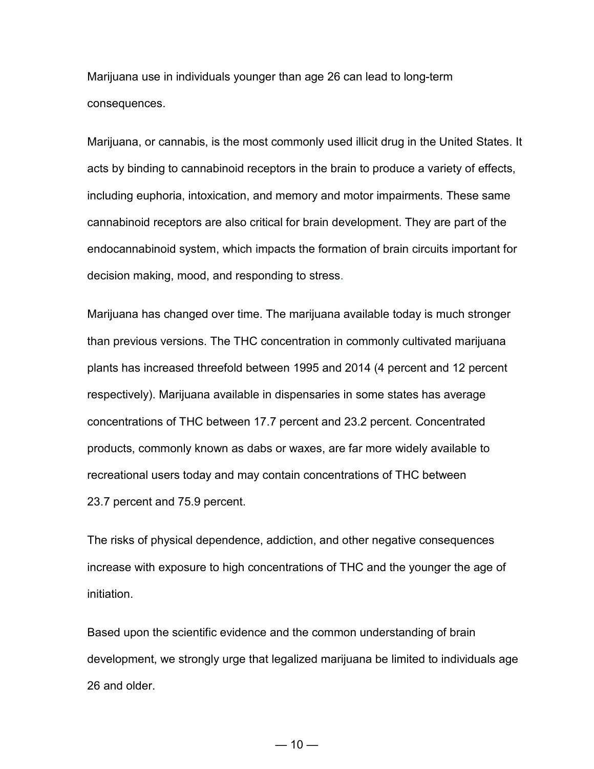Marijuana use in individuals younger than age 26 can lead to long-term consequences.

Marijuana, or cannabis, is the most commonly used illicit drug in the United States. It acts by binding to cannabinoid receptors in the brain to produce a variety of effects, including euphoria, intoxication, and memory and motor impairments. These same cannabinoid receptors are also critical for brain development. They are part of the endocannabinoid system, which impacts the formation of brain circuits important for decision making, mood, and responding to stress.

Marijuana has changed over time. The marijuana available today is much stronger than previous versions. The THC concentration in commonly cultivated marijuana plants has increased threefold between 1995 and 2014 (4 percent and 12 percent respectively). Marijuana available in dispensaries in some states has average concentrations of THC between 17.7 percent and 23.2 percent. Concentrated products, commonly known as dabs or waxes, are far more widely available to recreational users today and may contain concentrations of THC between 23.7 percent and 75.9 percent.

The risks of physical dependence, addiction, and other negative consequences increase with exposure to high concentrations of THC and the younger the age of initiation.

Based upon the scientific evidence and the common understanding of brain development, we strongly urge that legalized marijuana be limited to individuals age 26 and older.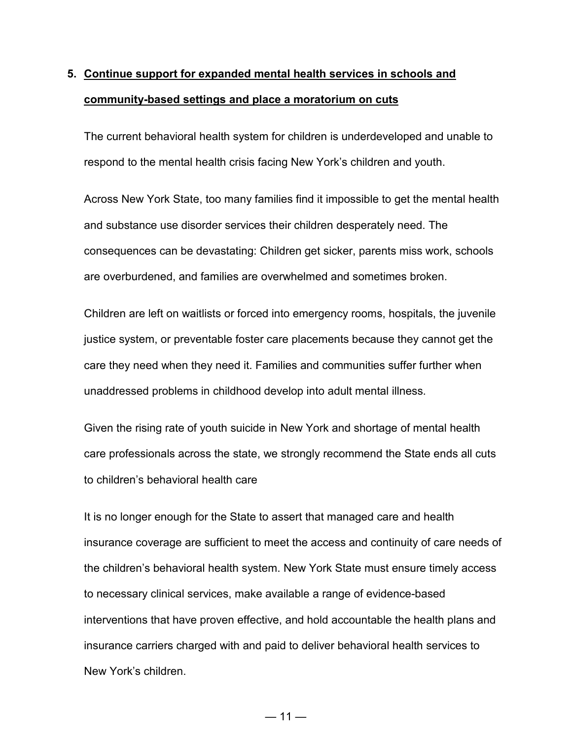5. **Continue support for expanded mental health services in schools and community-based settings and place a moratorium on cuts**

The current behavioral health system for children is underdeveloped and unable to respond to the mental health crisis facing New York's children and youth.

Across New York State, too many families find it impossible to get the mental health and substance use disorder services their children desperately need. The consequences can be devastating: Children get sicker, parents miss work, schools are overburdened, and families are overwhelmed and sometimes broken.

Children are left on waitlists or forced into emergency rooms, hospitals, the juvenile justice system, or preventable foster care placements because they cannot get the care they need when they need it. Families and communities suffer further when unaddressed problems in childhood develop into adult mental illness.

Given the rising rate of youth suicide in New York and shortage of mental health care professionals across the state, we strongly recommend the State ends all cuts to children's behavioral health care

It is no longer enough for the State to assert that managed care and health insurance coverage are sufficient to meet the access and continuity of care needs of the children's behavioral health system. New York State must ensure timely access to necessary clinical services, make available a range of evidence-based interventions that have proven effective, and hold accountable the health plans and insurance carriers charged with and paid to deliver behavioral health services to New York's children.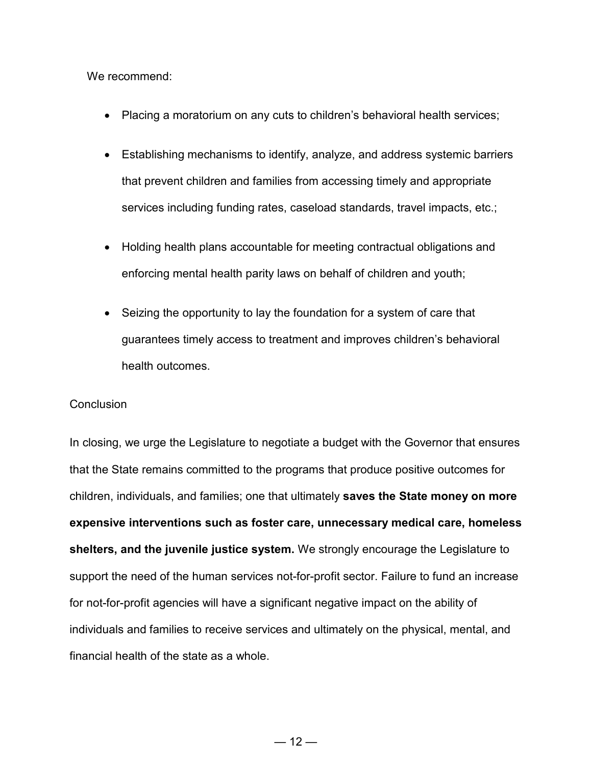We recommend:

- Placing a moratorium on any cuts to children's behavioral health services;
- Establishing mechanisms to identify, analyze, and address systemic barriers that prevent children and families from accessing timely and appropriate services including funding rates, caseload standards, travel impacts, etc.;
- Holding health plans accountable for meeting contractual obligations and enforcing mental health parity laws on behalf of children and youth;
- Seizing the opportunity to lay the foundation for a system of care that guarantees timely access to treatment and improves children's behavioral health outcomes.

Conclusion

In closing, we urge the Legislature to negotiate a budget with the Governor that ensures that the State remains committed to the programs that produce positive outcomes for children, individuals, and families; one that ultimately **saves the State money on more expensive interventions such as foster care, unnecessary medical care, homeless shelters, and the juvenile justice system.** We strongly encourage the Legislature to support the need of the human services not-for-profit sector. Failure to fund an increase for not-for-profit agencies will have a significant negative impact on the ability of individuals and families to receive services and ultimately on the physical, mental, and financial health of the state as a whole.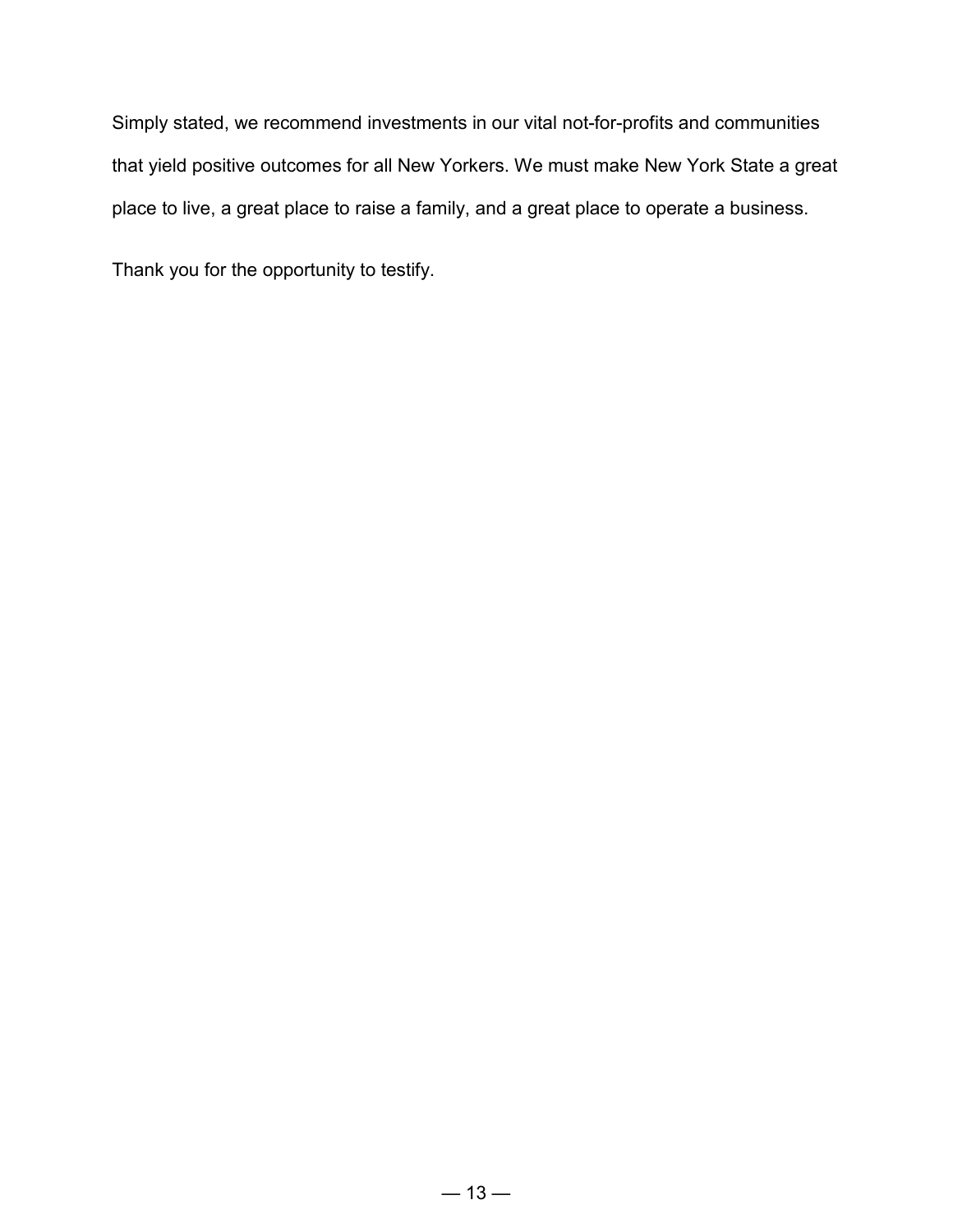Simply stated, we recommend investments in our vital not-for-profits and communities that yield positive outcomes for all New Yorkers. We must make New York State a great place to live, a great place to raise a family, and a great place to operate a business.

Thank you for the opportunity to testify.